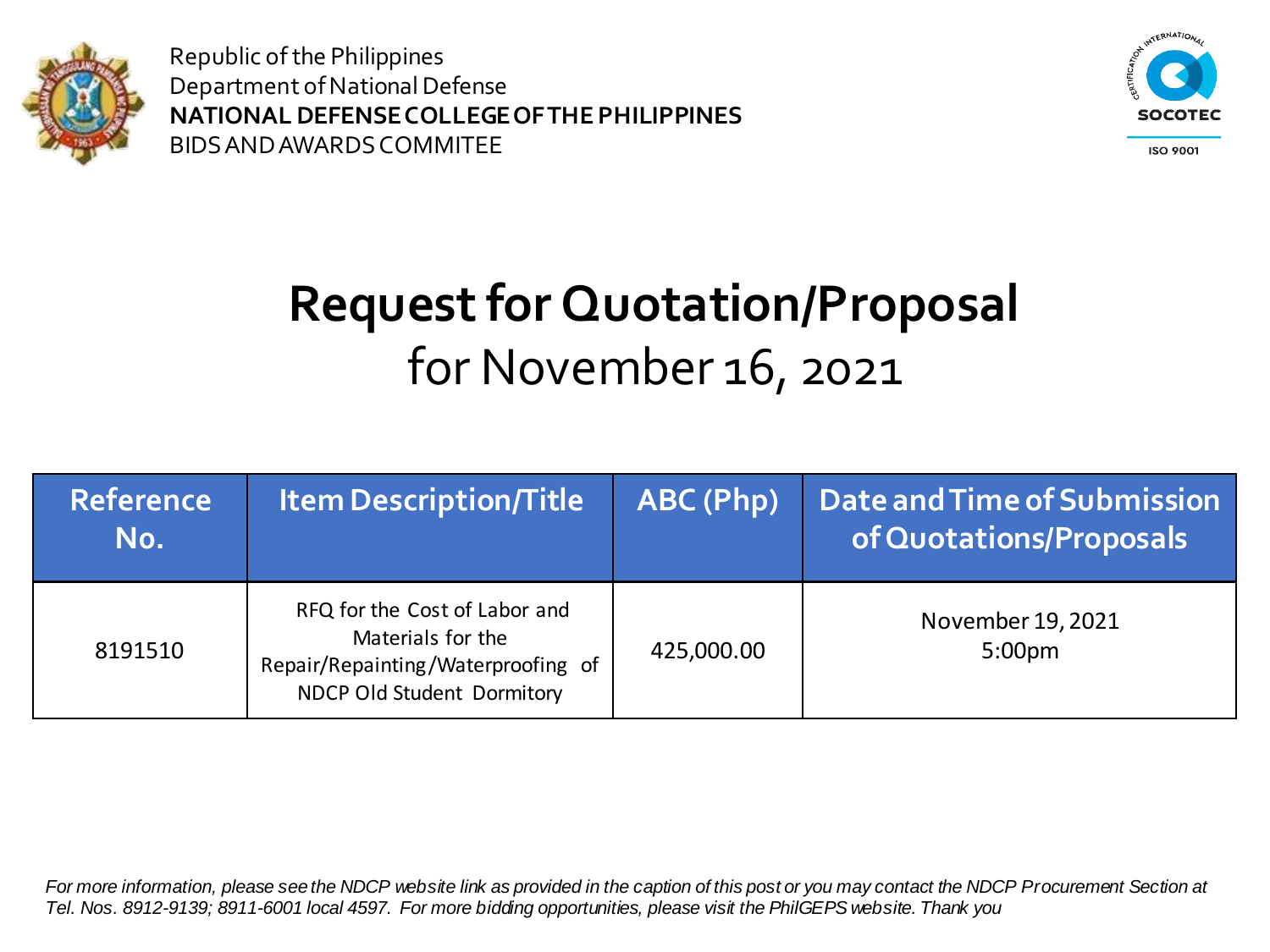Republic of the Philippines
Department of National Defense
**NATIONAL DEFENSE COLLEGE OF THE PHILIPPINES**
BIDS AND AWARDS COMMITEE

# Request for Quotation/Proposal
## for November 16, 2021

| Reference No. | Item Description/Title | ABC (Php) | Date and Time of Submission of Quotations/Proposals |
|---|---|---|---|
| 8191510 | RFQ for the Cost of Labor and Materials for the Repair/Repainting/Waterproofing of NDCP Old Student Dormitory | 425,000.00 | November 19, 2021 5:00pm |

*For more information, please see the NDCP website link as provided in the caption of this post or you may contact the NDCP Procurement Section at Tel. Nos. 8912-9139; 8911-6001 local 4597. For more bidding opportunities, please visit the PhilGEPS website. Thank you*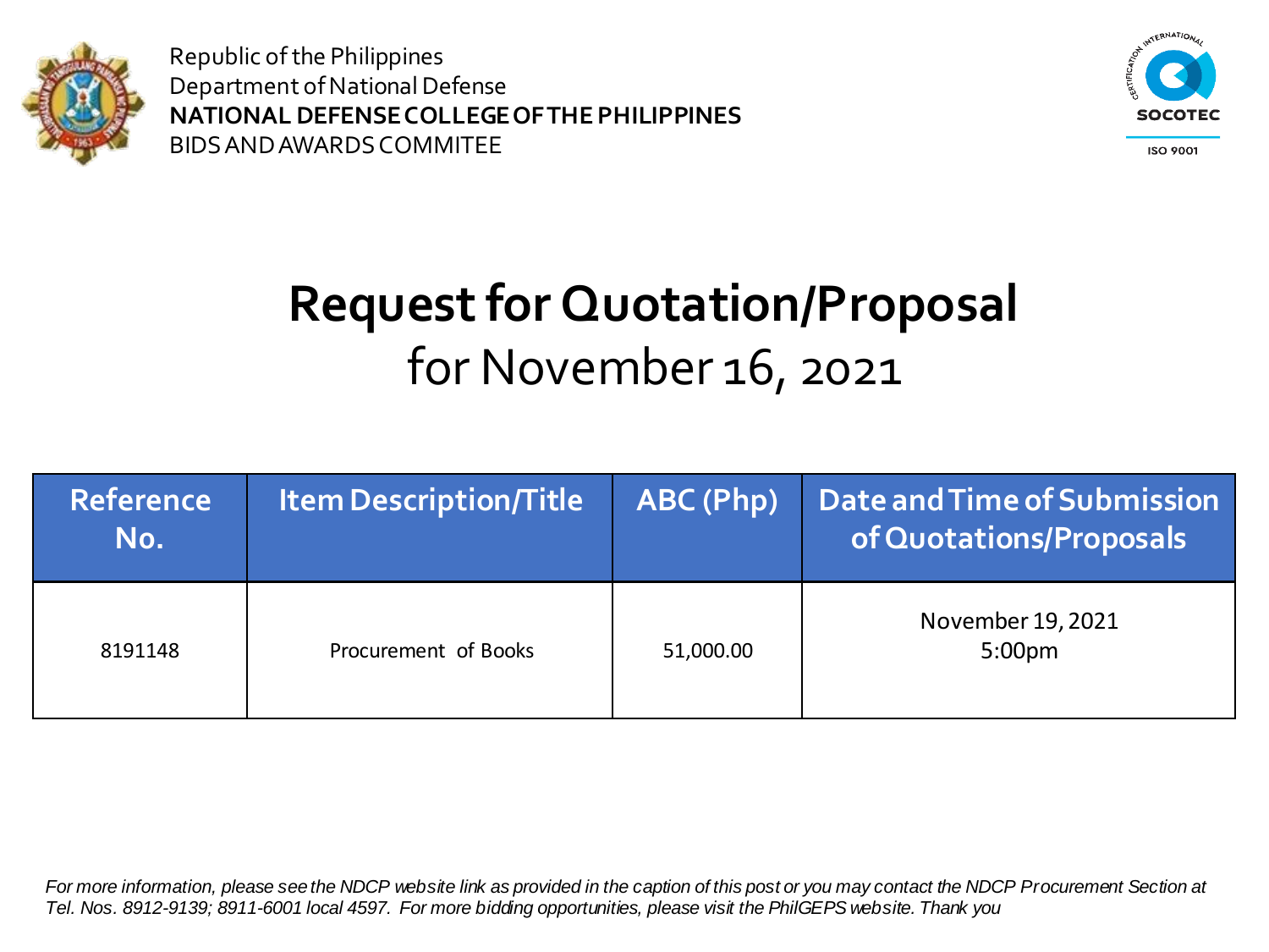Republic of the Philippines
Department of National Defense
**NATIONAL DEFENSE COLLEGE OF THE PHILIPPINES**
BIDS AND AWARDS COMMITEE

# Request for Quotation/Proposal
## for November 16, 2021

| Reference No. | Item Description/Title | ABC (Php) | Date and Time of Submission of Quotations/Proposals |
|---|---|---|---|
| 8191148 | Procurement of Books | 51,000.00 | November 19, 2021 5:00pm |

*For more information, please see the NDCP website link as provided in the caption of this post or you may contact the NDCP Procurement Section at Tel. Nos. 8912-9139; 8911-6001 local 4597. For more bidding opportunities, please visit the PhilGEPS website. Thank you*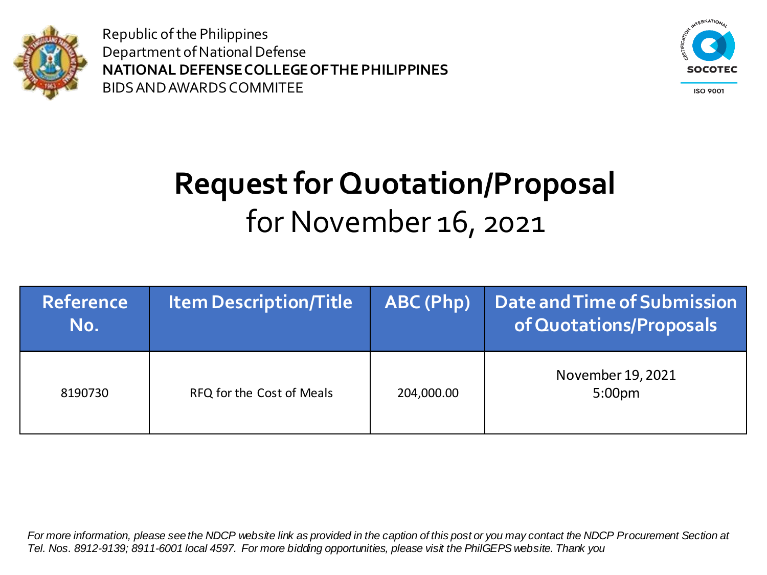Republic of the Philippines
Department of National Defense
**NATIONAL DEFENSE COLLEGE OF THE PHILIPPINES**
BIDS AND AWARDS COMMITEE

# Request for Quotation/Proposal

## for November 16, 2021

| Reference No. | Item Description/Title | ABC (Php) | Date and Time of Submission of Quotations/Proposals |
|---|---|---|---|
| 8190730 | RFQ for the Cost of Meals | 204,000.00 | November 19, 2021 5:00pm |

*For more information, please see the NDCP website link as provided in the caption of this post or you may contact the NDCP Procurement Section at Tel. Nos. 8912-9139; 8911-6001 local 4597. For more bidding opportunities, please visit the PhilGEPS website. Thank you*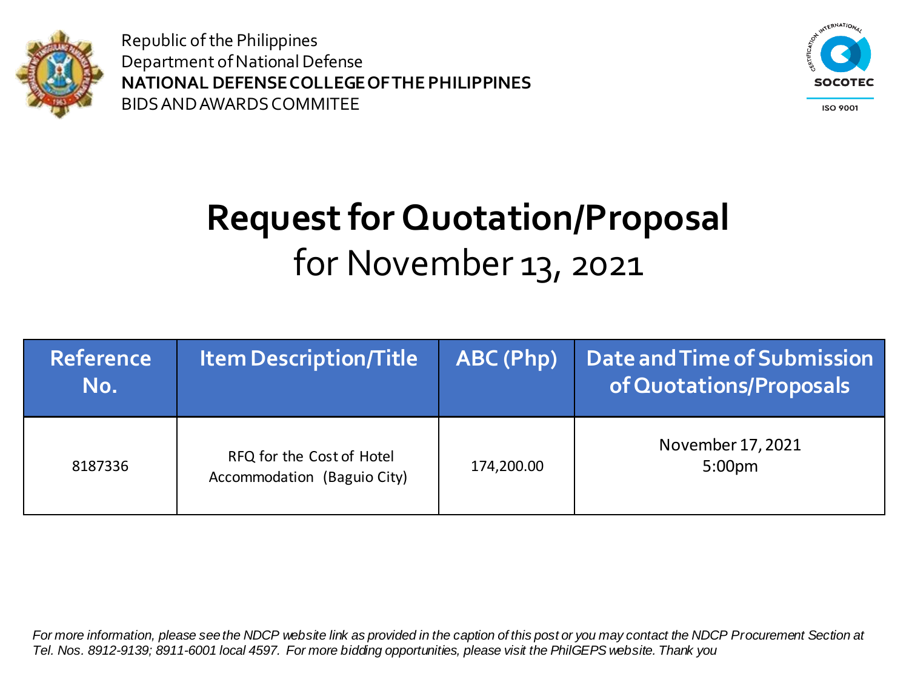Republic of the Philippines
Department of National Defense
**NATIONAL DEFENSE COLLEGE OF THE PHILIPPINES**
BIDS AND AWARDS COMMITEE

# Request for Quotation/Proposal

## for November 13, 2021

| Reference No. | Item Description/Title | ABC (Php) | Date and Time of Submission of Quotations/Proposals |
| --- | --- | --- | --- |
| 8187336 | RFQ for the Cost of Hotel Accommodation (Baguio City) | 174,200.00 | November 17, 2021 5:00pm |

*For more information, please see the NDCP website link as provided in the caption of this post or you may contact the NDCP Procurement Section at Tel. Nos. 8912-9139; 8911-6001 local 4597. For more bidding opportunities, please visit the PhilGEPS website. Thank you*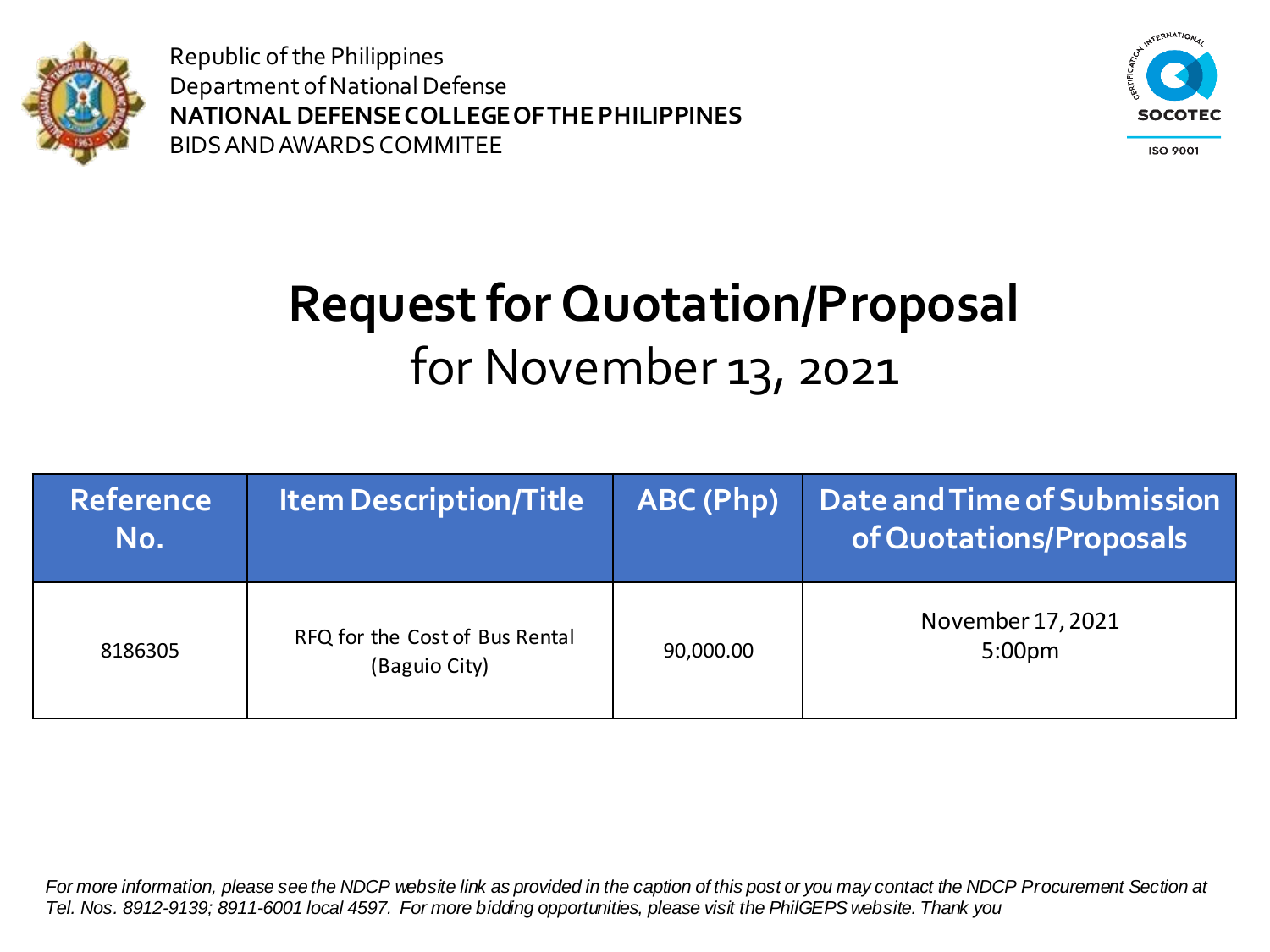Republic of the Philippines
Department of National Defense
**NATIONAL DEFENSE COLLEGE OF THE PHILIPPINES**
BIDS AND AWARDS COMMITEE

# Request for Quotation/Proposal
## for November 13, 2021

| Reference No. | Item Description/Title | ABC (Php) | Date and Time of Submission of Quotations/Proposals |
|---|---|---|---|
| 8186305 | RFQ for the Cost of Bus Rental (Baguio City) | 90,000.00 | November 17, 2021 5:00pm |

*For more information, please see the NDCP website link as provided in the caption of this post or you may contact the NDCP Procurement Section at Tel. Nos. 8912-9139; 8911-6001 local 4597. For more bidding opportunities, please visit the PhilGEPS website. Thank you*